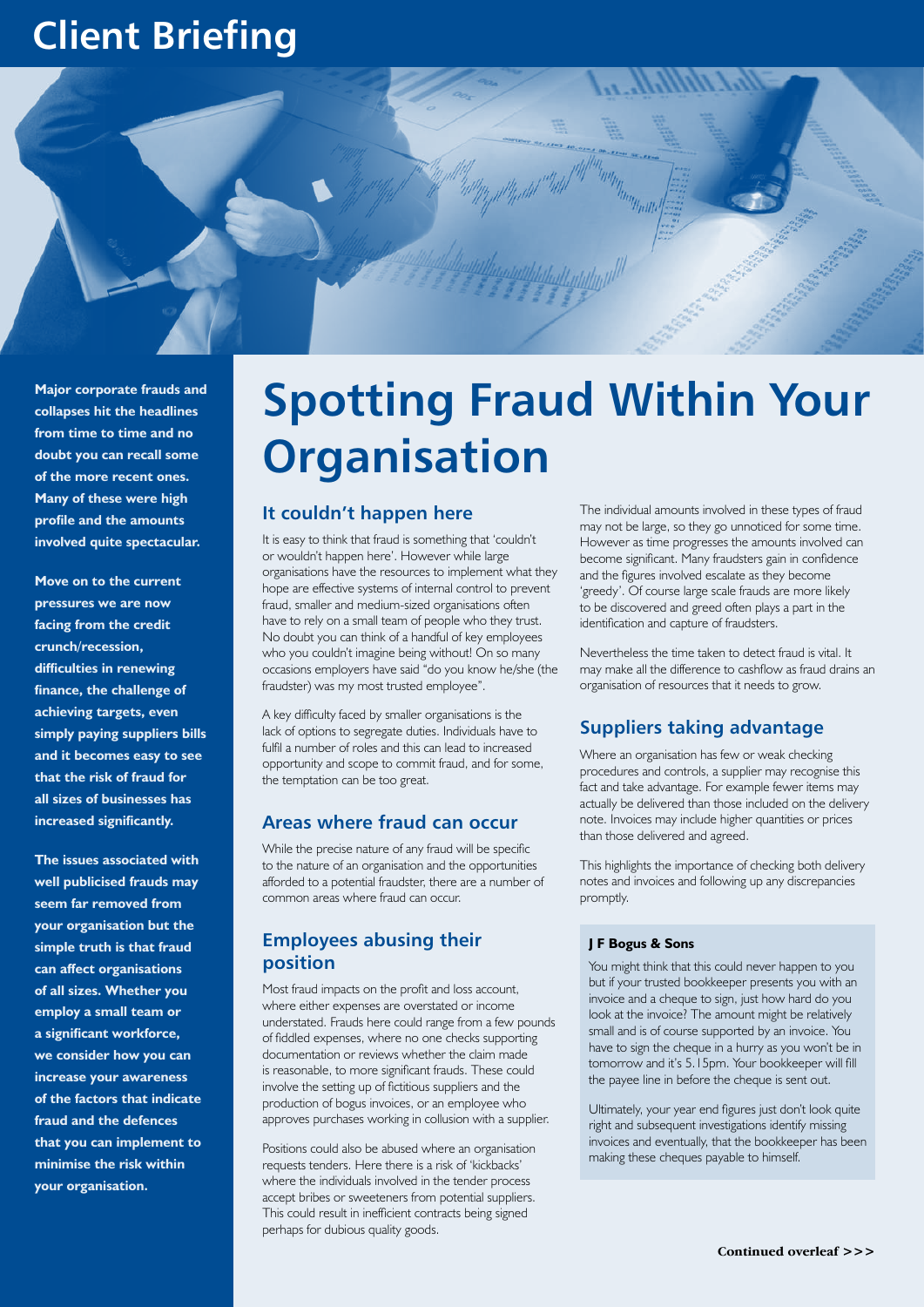# Client Briefing

**Major corporate frauds and collapses hit the headlines from time to time and no doubt you can recall some of the more recent ones. Many of these were high profile and the amounts involved quite spectacular.**

**Move on to the current pressures we are now facing from the credit crunch/recession, difficulties in renewing finance, the challenge of achieving targets, even simply paying suppliers bills and it becomes easy to see that the risk of fraud for all sizes of businesses has increased significantly.**

**The issues associated with well publicised frauds may seem far removed from your organisation but the simple truth is that fraud can affect organisations of all sizes. Whether you employ a small team or a significant workforce, we consider how you can increase your awareness of the factors that indicate fraud and the defences that you can implement to minimise the risk within your organisation.**

# Spotting Fraud Within Your Organisation

## It couldn't happen here

It is easy to think that fraud is something that 'couldn't or wouldn't happen here'. However while large organisations have the resources to implement what they hope are effective systems of internal control to prevent fraud, smaller and medium-sized organisations often have to rely on a small team of people who they trust. No doubt you can think of a handful of key employees who you couldn't imagine being without! On so many occasions employers have said "do you know he/she (the fraudster) was my most trusted employee".

A key difficulty faced by smaller organisations is the lack of options to segregate duties. Individuals have to fulfil a number of roles and this can lead to increased opportunity and scope to commit fraud, and for some, the temptation can be too great.

## Areas where fraud can occur

While the precise nature of any fraud will be specific to the nature of an organisation and the opportunities afforded to a potential fraudster, there are a number of common areas where fraud can occur.

## Employees abusing their position

Most fraud impacts on the profit and loss account, where either expenses are overstated or income understated. Frauds here could range from a few pounds of fiddled expenses, where no one checks supporting documentation or reviews whether the claim made is reasonable, to more significant frauds. These could involve the setting up of fictitious suppliers and the production of bogus invoices, or an employee who approves purchases working in collusion with a supplier.

Positions could also be abused where an organisation requests tenders. Here there is a risk of 'kickbacks' where the individuals involved in the tender process accept bribes or sweeteners from potential suppliers. This could result in inefficient contracts being signed perhaps for dubious quality goods.

The individual amounts involved in these types of fraud may not be large, so they go unnoticed for some time. However as time progresses the amounts involved can become significant. Many fraudsters gain in confidence and the figures involved escalate as they become 'greedy'. Of course large scale frauds are more likely to be discovered and greed often plays a part in the identification and capture of fraudsters.

Nevertheless the time taken to detect fraud is vital. It may make all the difference to cashflow as fraud drains an organisation of resources that it needs to grow.

## Suppliers taking advantage

Where an organisation has few or weak checking procedures and controls, a supplier may recognise this fact and take advantage. For example fewer items may actually be delivered than those included on the delivery note. Invoices may include higher quantities or prices than those delivered and agreed.

This highlights the importance of checking both delivery notes and invoices and following up any discrepancies promptly.

### J F Bogus & Sons

You might think that this could never happen to you but if your trusted bookkeeper presents you with an invoice and a cheque to sign, just how hard do you look at the invoice? The amount might be relatively small and is of course supported by an invoice. You have to sign the cheque in a hurry as you won't be in tomorrow and it's 5.15pm. Your bookkeeper will fill the payee line in before the cheque is sent out.

Ultimately, your year end figures just don't look quite right and subsequent investigations identify missing invoices and eventually, that the bookkeeper has been making these cheques payable to himself.

**Continued overleaf >>>**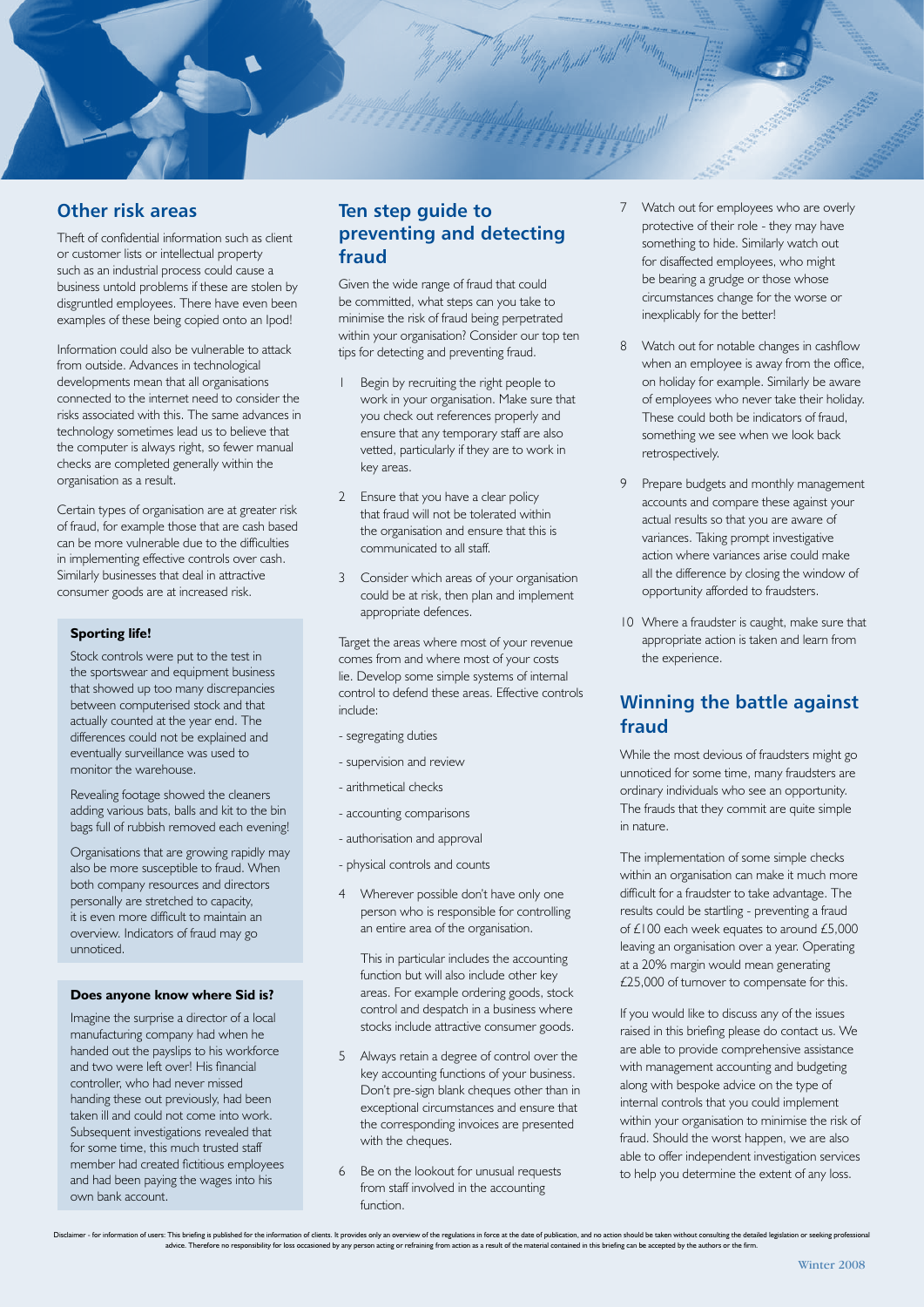## Other risk areas

Theft of confidential information such as client or customer lists or intellectual property such as an industrial process could cause a business untold problems if these are stolen by disgruntled employees. There have even been examples of these being copied onto an Ipod!

Information could also be vulnerable to attack from outside. Advances in technological developments mean that all organisations connected to the internet need to consider the risks associated with this. The same advances in technology sometimes lead us to believe that the computer is always right, so fewer manual checks are completed generally within the organisation as a result.

Certain types of organisation are at greater risk of fraud, for example those that are cash based can be more vulnerable due to the difficulties in implementing effective controls over cash. Similarly businesses that deal in attractive consumer goods are at increased risk.

### Sporting life!

Stock controls were put to the test in the sportswear and equipment business that showed up too many discrepancies between computerised stock and that actually counted at the year end. The differences could not be explained and eventually surveillance was used to monitor the warehouse.

Revealing footage showed the cleaners adding various bats, balls and kit to the bin bags full of rubbish removed each evening!

Organisations that are growing rapidly may also be more susceptible to fraud. When both company resources and directors personally are stretched to capacity, it is even more difficult to maintain an overview. Indicators of fraud may go unnoticed.

### Does anyone know where Sid is?

Imagine the surprise a director of a local manufacturing company had when he handed out the payslips to his workforce and two were left over! His financial controller, who had never missed handing these out previously, had been taken ill and could not come into work. Subsequent investigations revealed that for some time, this much trusted staff member had created fictitious employees and had been paying the wages into his own bank account.

## Ten step guide to preventing and detecting fraud

Given the wide range of fraud that could be committed, what steps can you take to minimise the risk of fraud being perpetrated within your organisation? Consider our top ten tips for detecting and preventing fraud.

1. Begin by recruiting the right people to work in your organisation. Make sure that you check out references properly and ensure that any temporary staff are also vetted, particularly if they are to work in key areas.
2. Ensure that you have a clear policy that fraud will not be tolerated within the organisation and ensure that this is communicated to all staff.
3. Consider which areas of your organisation could be at risk, then plan and implement appropriate defences.

Target the areas where most of your revenue comes from and where most of your costs lie. Develop some simple systems of internal control to defend these areas. Effective controls include:

- segregating duties
- supervision and review
- arithmetical checks
- accounting comparisons
- authorisation and approval
- physical controls and counts

4. Wherever possible don't have only one person who is responsible for controlling an entire area of the organisation.

   This in particular includes the accounting function but will also include other key areas. For example ordering goods, stock control and despatch in a business where stocks include attractive consumer goods.

5. Always retain a degree of control over the key accounting functions of your business. Don't pre-sign blank cheques other than in exceptional circumstances and ensure that the corresponding invoices are presented with the cheques.
6. Be on the lookout for unusual requests from staff involved in the accounting function.
7. Watch out for employees who are overly protective of their role - they may have something to hide. Similarly watch out for disaffected employees, who might be bearing a grudge or those whose circumstances change for the worse or inexplicably for the better!
8. Watch out for notable changes in cashflow when an employee is away from the office, on holiday for example. Similarly be aware of employees who never take their holiday. These could both be indicators of fraud, something we see when we look back retrospectively.
9. Prepare budgets and monthly management accounts and compare these against your actual results so that you are aware of variances. Taking prompt investigative action where variances arise could make all the difference by closing the window of opportunity afforded to fraudsters.
10. Where a fraudster is caught, make sure that appropriate action is taken and learn from the experience.

## Winning the battle against fraud

While the most devious of fraudsters might go unnoticed for some time, many fraudsters are ordinary individuals who see an opportunity. The frauds that they commit are quite simple in nature.

The implementation of some simple checks within an organisation can make it much more difficult for a fraudster to take advantage. The results could be startling - preventing a fraud of £100 each week equates to around £5,000 leaving an organisation over a year. Operating at a 20% margin would mean generating £25,000 of turnover to compensate for this.

If you would like to discuss any of the issues raised in this briefing please do contact us. We are able to provide comprehensive assistance with management accounting and budgeting along with bespoke advice on the type of internal controls that you could implement within your organisation to minimise the risk of fraud. Should the worst happen, we are also able to offer independent investigation services to help you determine the extent of any loss.

Disclaimer - for information of users: This briefing is published for the information of clients. It provides only an overview of the regulations in force at the date of publication, and no action should be taken without consulting the detailed legislation or seeking professional advice. Therefore no responsibility for loss occasioned by any person acting or refraining from action as a result of the material contained in this briefing can be accepted by the authors or the firm.

Winter 2008